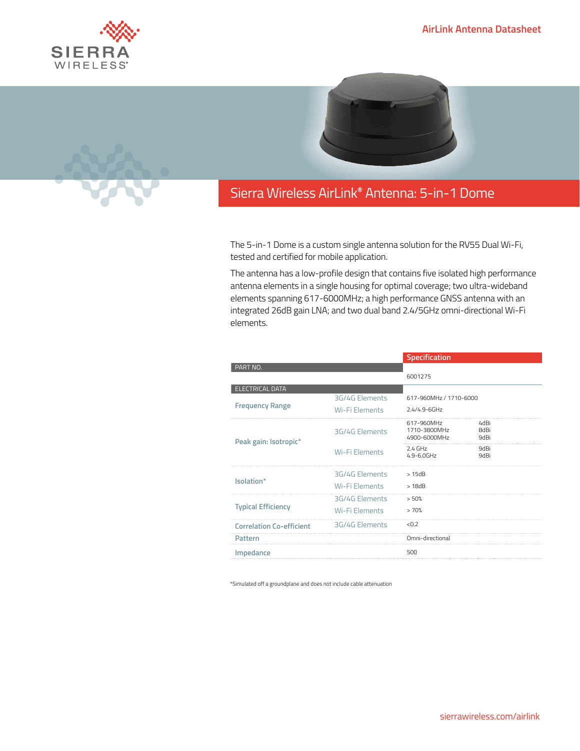AirLink Antenna Datasheet

# Sierra Wireless AirLink® Antenna: 5-in-1 Dome

The 5-in-1 Dome is a custom single antenna solution for the RV55 Dual Wi-Fi, tested and certified for mobile application.

The antenna has a low-profile design that contains five isolated high performance antenna elements in a single housing for optimal coverage; two ultra-wideband elements spanning 617-6000MHz; a high performance GNSS antenna with an integrated 26dB gain LNA; and two dual band 2.4/5GHz omni-directional Wi-Fi elements.

| | | Specification | |
|---|---|---|---|
| **PART NO.** | | 6001275 | |
| **ELECTRICAL DATA** | | | |
| Frequency Range | 3G/4G Elements | 617-960MHz / 1710-6000 | |
| | Wi-Fi Elements | 2.4/4.9-6GHz | |
| Peak gain: Isotropic* | 3G/4G Elements | 617-960MHz<br>1710-3800MHz<br>4900-6000MHz | 4dBi<br>8dBi<br>9dBi |
| | Wi-Fi Elements | 2.4 GHz<br>4.9-6.0GHz | 9dBi<br>9dBi |
| Isolation* | 3G/4G Elements | > 15dB | |
| | Wi-Fi Elements | > 18dB | |
| Typical Efficiency | 3G/4G Elements | > 50% | |
| | Wi-Fi Elements | > 70% | |
| Correlation Co-efficient | 3G/4G Elements | <0.2 | |
| Pattern | | Omni-directional | |
| Impedance | | 50Ω | |

*Simulated off a groundplane and does not include cable attenuation

sierrawireless.com/airlink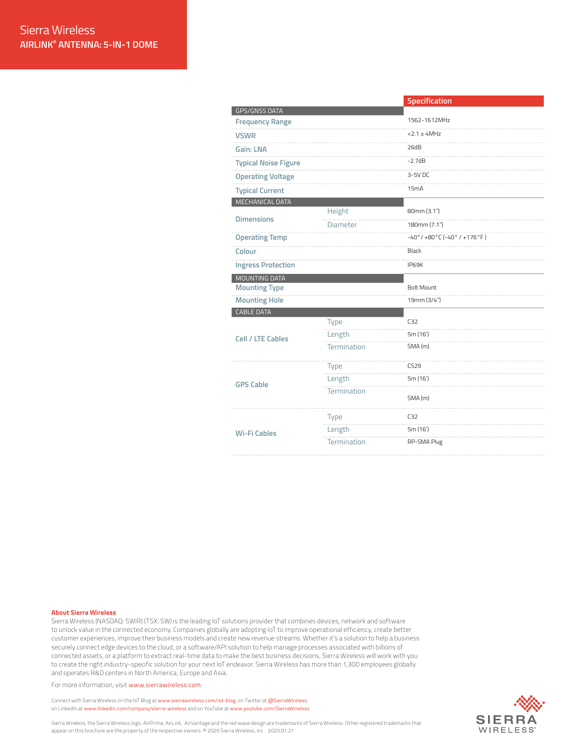# Sierra Wireless

**AIRLINK® ANTENNA: 5-IN-1 DOME**

| | | Specification |
|---|---|---|
| **GPS/GNSS DATA** | | |
| Frequency Range | | 1562-1612MHz |
| VSWR | | <2.1 ± 4MHz |
| Gain: LNA | | 26dB |
| Typical Noise Figure | | -2.7dB |
| Operating Voltage | | 3-5V DC |
| Typical Current | | 15mA |
| **MECHANICAL DATA** | | |
| Dimensions | Height | 80mm (3.1") |
| | Diameter | 180mm (7.1") |
| Operating Temp | | -40° / +80°C (-40° / +176°F) |
| Colour | | Black |
| Ingress Protection | | IP69K |
| **MOUNTING DATA** | | |
| Mounting Type | | Bolt Mount |
| Mounting Hole | | 19mm (3/4") |
| **CABLE DATA** | | |
| Cell / LTE Cables | Type | C32 |
| | Length | 5m (16') |
| | Termination | SMA (m) |
| GPS Cable | Type | CS29 |
| | Length | 5m (16') |
| | Termination | SMA (m) |
| Wi-Fi Cables | Type | C32 |
| | Length | 5m (16') |
| | Termination | RP-SMA Plug |

**About Sierra Wireless**

Sierra Wireless (NASDAQ: SWIR) (TSX: SW) is the leading IoT solutions provider that combines devices, network and software to unlock value in the connected economy. Companies globally are adopting IoT to improve operational efficiency, create better customer experiences, improve their business models and create new revenue streams. Whether it's a solution to help a business securely connect edge devices to the cloud, or a software/API solution to help manage processes associated with billions of connected assets, or a platform to extract real-time data to make the best business decisions, Sierra Wireless will work with you to create the right industry-specific solution for your next IoT endeavor. Sierra Wireless has more than 1,300 employees globally and operates R&D centers in North America, Europe and Asia.

For more information, visit www.sierrawireless.com.

Connect with Sierra Wireless on the IoT Blog at www.sierrawireless.com/iot-blog, on Twitter at @SierraWireless, on LinkedIn at www.linkedin.com/company/sierra-wireless and on YouTube at www.youtube.com/SierraWireless

Sierra Wireless, the Sierra Wireless logo, AirPrime, AirLink, AirVantage and the red wave design are trademarks of Sierra Wireless. Other registered trademarks that appear on this brochure are the property of the respective owners. © 2020 Sierra Wireless, Inc. 2020.01.21

SIERRA WIRELESS®